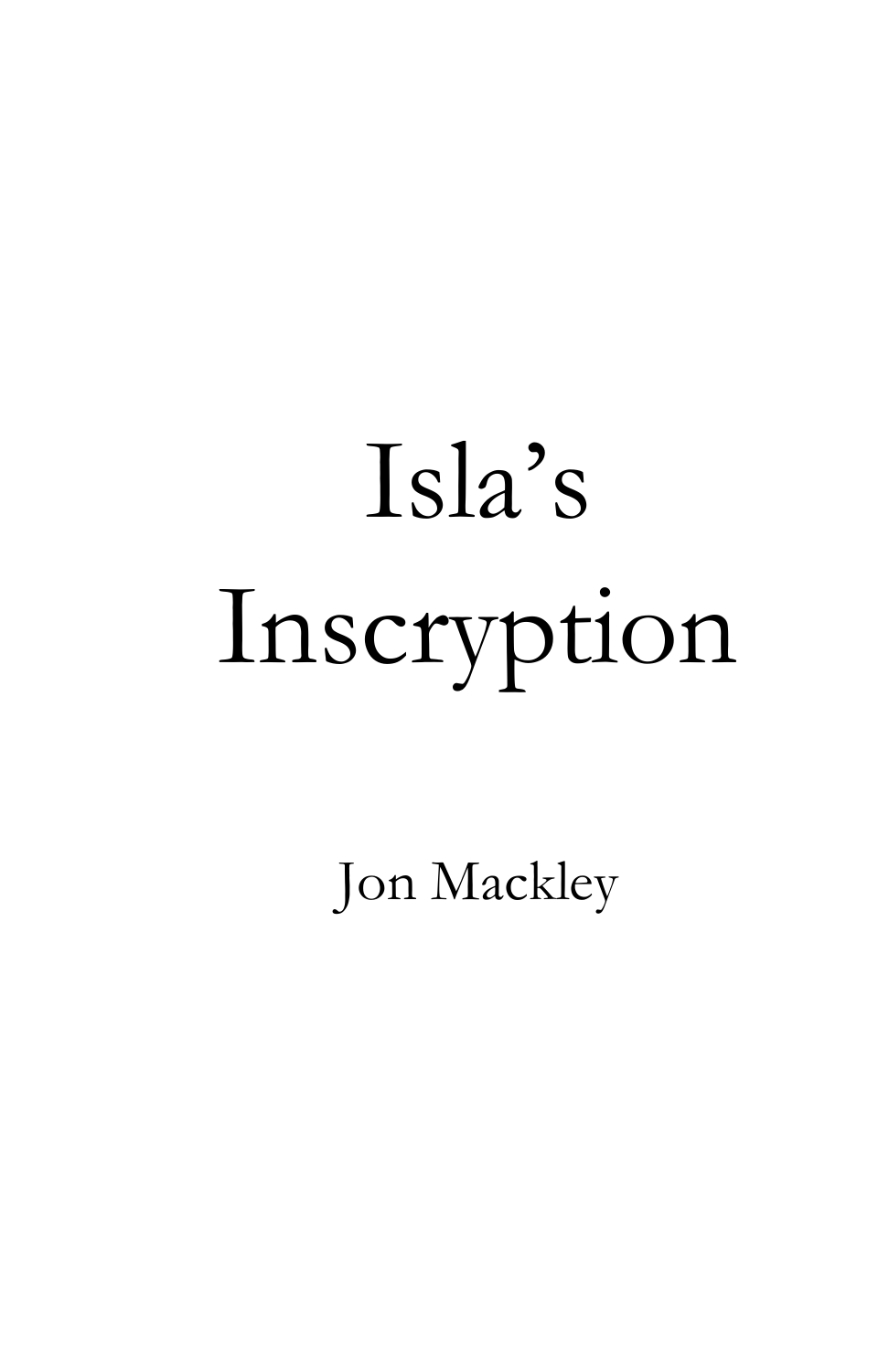# Isla's Inscryption

Jon Mackley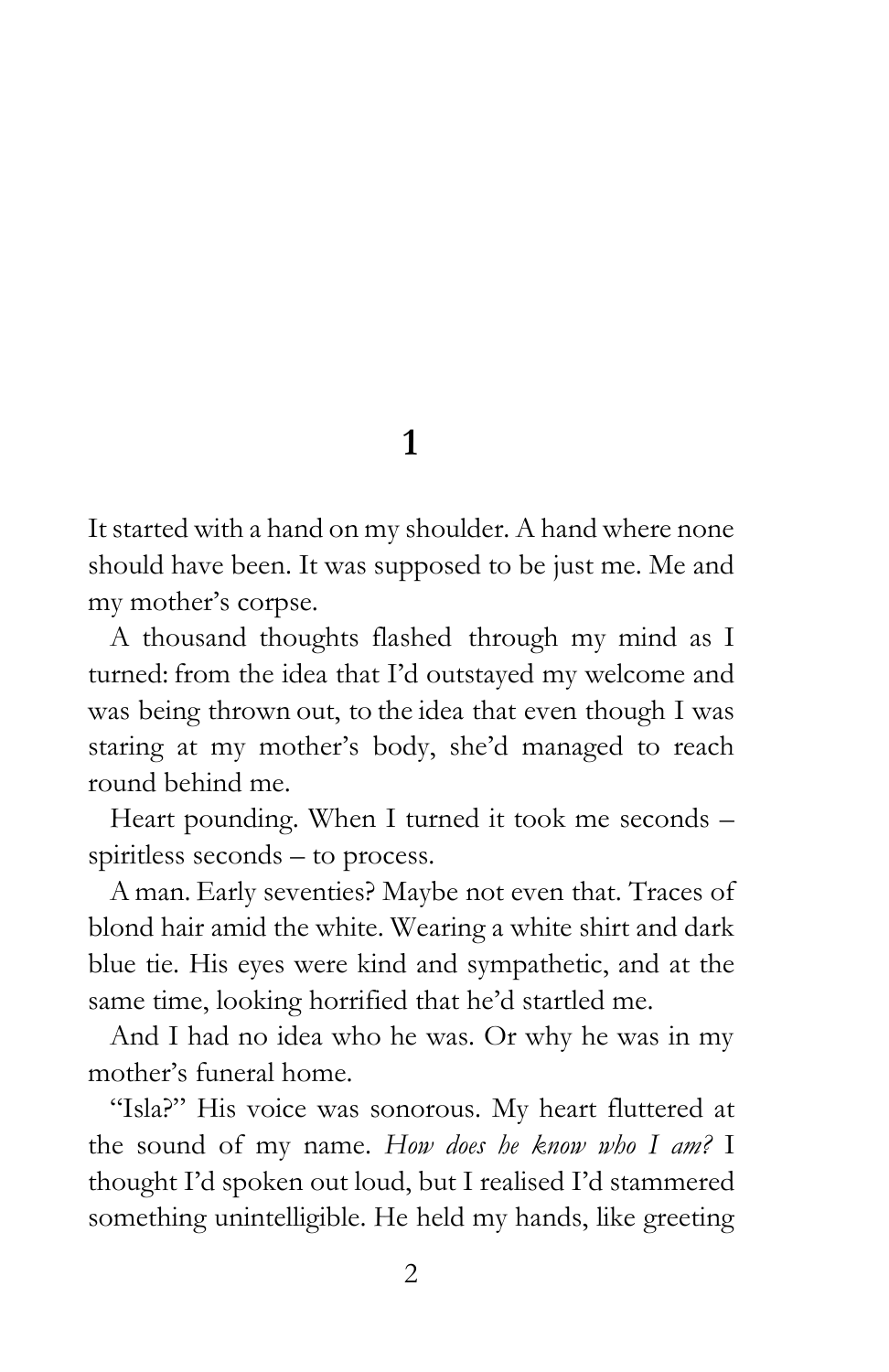# 1

It started with a hand on my shoulder. A hand where none should have been. It was supposed to be just me. Me and my mother's corpse.

A thousand thoughts flashed through my mind as I turned: from the idea that I'd outstayed my welcome and was being thrown out, to the idea that even though I was staring at my mother's body, she'd managed to reach round behind me.

Heart pounding. When I turned it took me seconds – spiritless seconds – to process.

A man. Early seventies? Maybe not even that. Traces of blond hair amid the white. Wearing a white shirt and dark blue tie. His eyes were kind and sympathetic, and at the same time, looking horrified that he'd startled me.

And I had no idea who he was. Or why he was in my mother's funeral home.

"Isla?" His voice was sonorous. My heart fluttered at the sound of my name. *How does he know who I am?* I thought I'd spoken out loud, but I realised I'd stammered something unintelligible. He held my hands, like greeting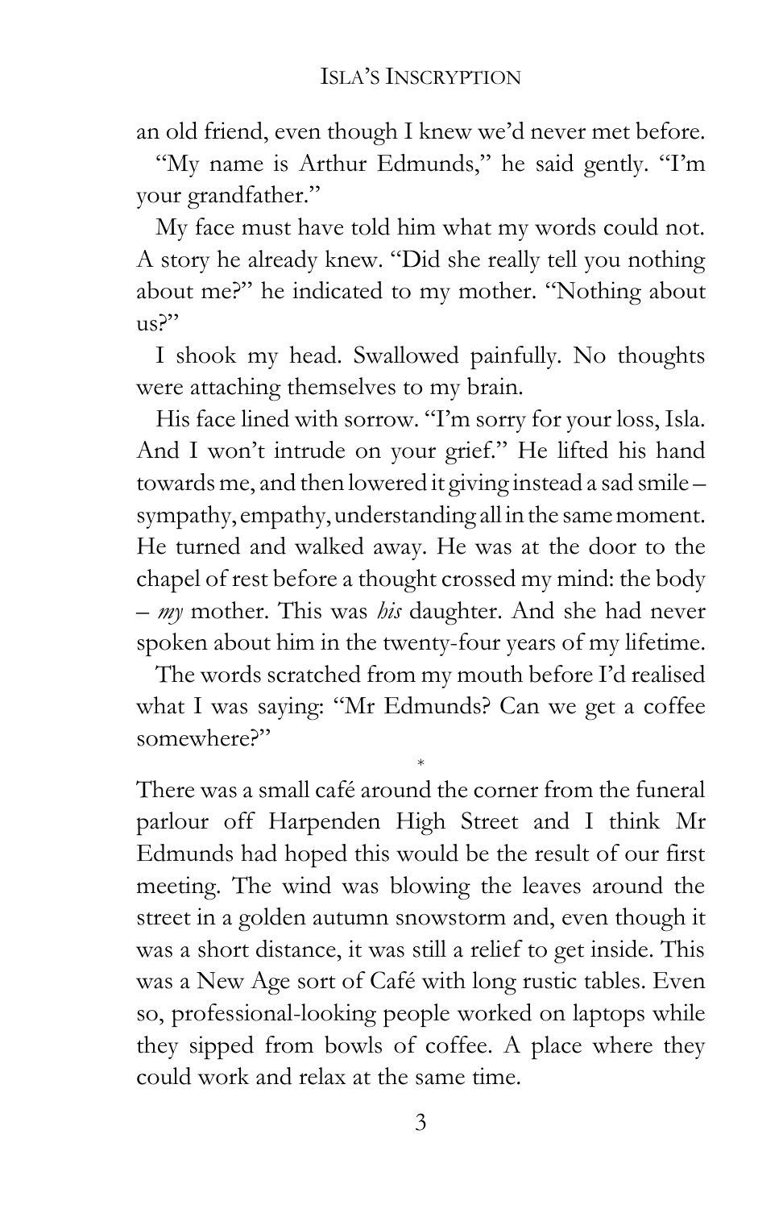an old friend, even though I knew we'd never met before.

"My name is Arthur Edmunds," he said gently. "I'm your grandfather."

My face must have told him what my words could not. A story he already knew. "Did she really tell you nothing about me?" he indicated to my mother. "Nothing about us?"

I shook my head. Swallowed painfully. No thoughts were attaching themselves to my brain.

His face lined with sorrow. "I'm sorry for your loss, Isla. And I won't intrude on your grief." He lifted his hand towards me, and then lowered it giving instead a sad smile – sympathy, empathy, understanding all in the same moment. He turned and walked away. He was at the door to the chapel of rest before a thought crossed my mind: the body – *my* mother. This was *his* daughter. And she had never spoken about him in the twenty-four years of my lifetime.

The words scratched from my mouth before I'd realised what I was saying: "Mr Edmunds? Can we get a coffee somewhere?"

*

There was a small café around the corner from the funeral parlour off Harpenden High Street and I think Mr Edmunds had hoped this would be the result of our first meeting. The wind was blowing the leaves around the street in a golden autumn snowstorm and, even though it was a short distance, it was still a relief to get inside. This was a New Age sort of Café with long rustic tables. Even so, professional-looking people worked on laptops while they sipped from bowls of coffee. A place where they could work and relax at the same time.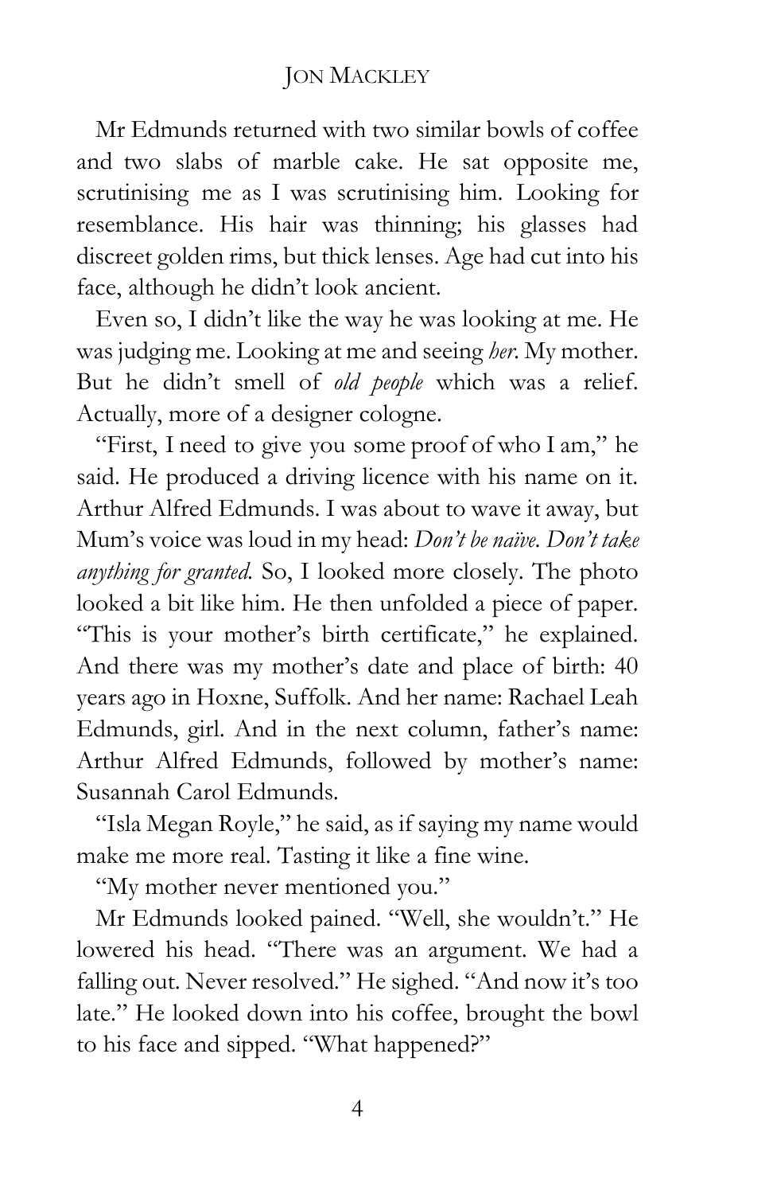Mr Edmunds returned with two similar bowls of coffee and two slabs of marble cake. He sat opposite me, scrutinising me as I was scrutinising him. Looking for resemblance. His hair was thinning; his glasses had discreet golden rims, but thick lenses. Age had cut into his face, although he didn't look ancient.

Even so, I didn't like the way he was looking at me. He was judging me. Looking at me and seeing *her*. My mother. But he didn't smell of *old people* which was a relief. Actually, more of a designer cologne.

"First, I need to give you some proof of who I am," he said. He produced a driving licence with his name on it. Arthur Alfred Edmunds. I was about to wave it away, but Mum's voice was loud in my head: *Don't be naïve. Don't take anything for granted.* So, I looked more closely. The photo looked a bit like him. He then unfolded a piece of paper. "This is your mother's birth certificate," he explained. And there was my mother's date and place of birth: 40 years ago in Hoxne, Suffolk. And her name: Rachael Leah Edmunds, girl. And in the next column, father's name: Arthur Alfred Edmunds, followed by mother's name: Susannah Carol Edmunds.

"Isla Megan Royle," he said, as if saying my name would make me more real. Tasting it like a fine wine.

"My mother never mentioned you."

Mr Edmunds looked pained. "Well, she wouldn't." He lowered his head. "There was an argument. We had a falling out. Never resolved." He sighed. "And now it's too late." He looked down into his coffee, brought the bowl to his face and sipped. "What happened?"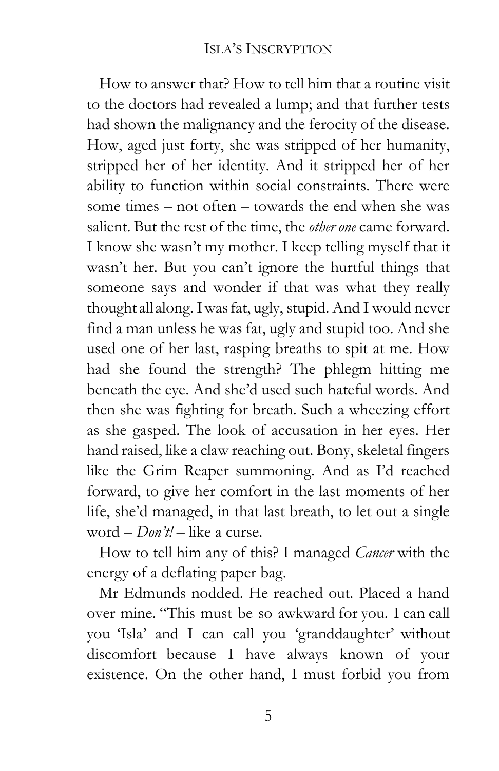How to answer that? How to tell him that a routine visit to the doctors had revealed a lump; and that further tests had shown the malignancy and the ferocity of the disease. How, aged just forty, she was stripped of her humanity, stripped her of her identity. And it stripped her of her ability to function within social constraints. There were some times – not often – towards the end when she was salient. But the rest of the time, the *other one* came forward. I know she wasn't my mother. I keep telling myself that it wasn't her. But you can't ignore the hurtful things that someone says and wonder if that was what they really thought all along. I was fat, ugly, stupid. And I would never find a man unless he was fat, ugly and stupid too. And she used one of her last, rasping breaths to spit at me. How had she found the strength? The phlegm hitting me beneath the eye. And she'd used such hateful words. And then she was fighting for breath. Such a wheezing effort as she gasped. The look of accusation in her eyes. Her hand raised, like a claw reaching out. Bony, skeletal fingers like the Grim Reaper summoning. And as I'd reached forward, to give her comfort in the last moments of her life, she'd managed, in that last breath, to let out a single word – *Don't!* – like a curse.

How to tell him any of this? I managed *Cancer* with the energy of a deflating paper bag.

Mr Edmunds nodded. He reached out. Placed a hand over mine. "This must be so awkward for you. I can call you 'Isla' and I can call you 'granddaughter' without discomfort because I have always known of your existence. On the other hand, I must forbid you from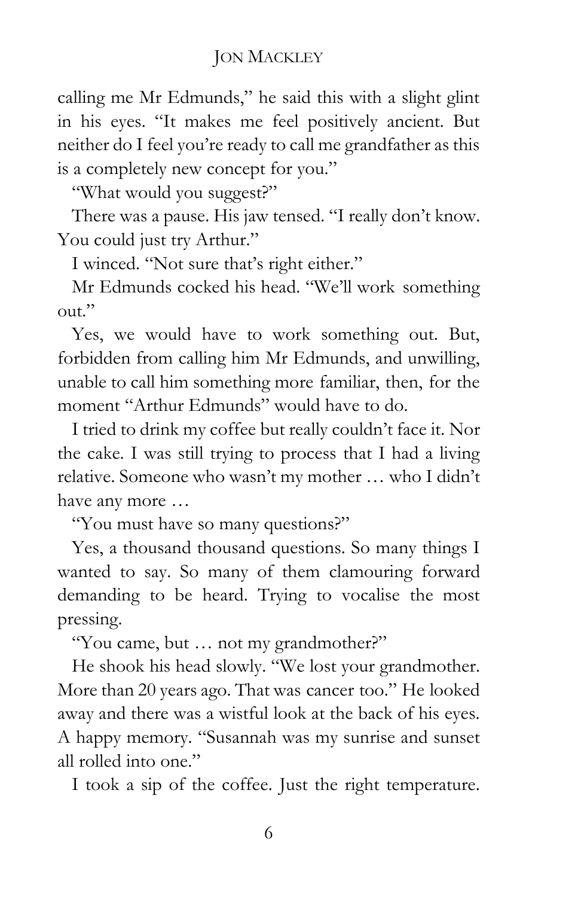calling me Mr Edmunds," he said this with a slight glint in his eyes. "It makes me feel positively ancient. But neither do I feel you're ready to call me grandfather as this is a completely new concept for you."

"What would you suggest?"

There was a pause. His jaw tensed. "I really don't know. You could just try Arthur."

I winced. "Not sure that's right either."

Mr Edmunds cocked his head. "We'll work something out."

Yes, we would have to work something out. But, forbidden from calling him Mr Edmunds, and unwilling, unable to call him something more familiar, then, for the moment "Arthur Edmunds" would have to do.

I tried to drink my coffee but really couldn't face it. Nor the cake. I was still trying to process that I had a living relative. Someone who wasn't my mother … who I didn't have any more …

"You must have so many questions?"

Yes, a thousand thousand questions. So many things I wanted to say. So many of them clamouring forward demanding to be heard. Trying to vocalise the most pressing.

"You came, but … not my grandmother?"

He shook his head slowly. "We lost your grandmother. More than 20 years ago. That was cancer too." He looked away and there was a wistful look at the back of his eyes. A happy memory. "Susannah was my sunrise and sunset all rolled into one."

I took a sip of the coffee. Just the right temperature.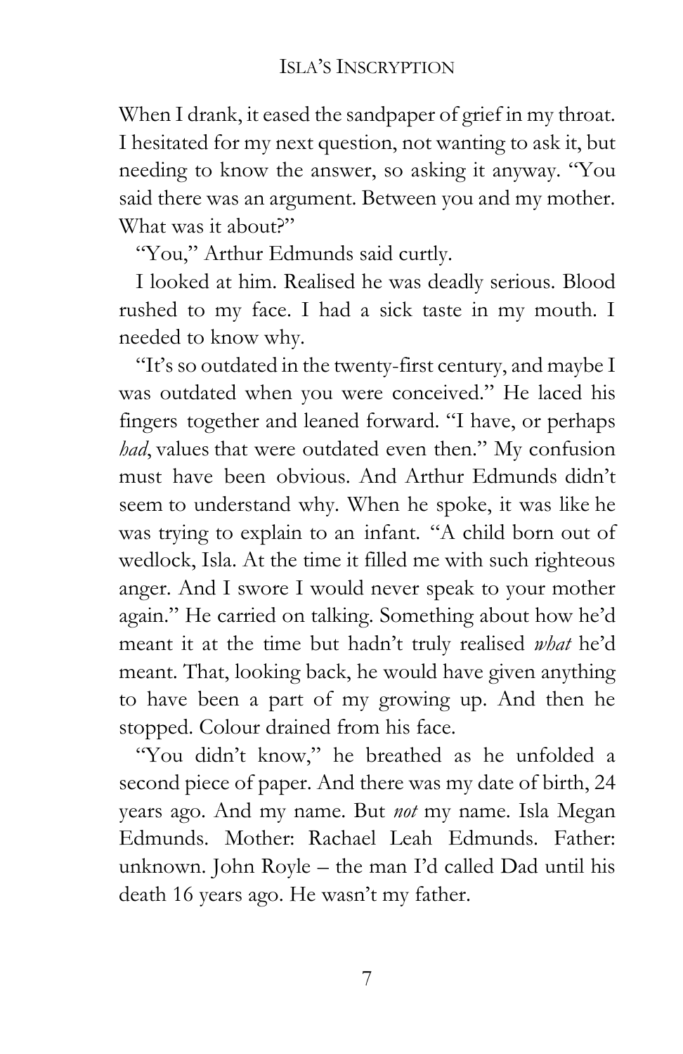When I drank, it eased the sandpaper of grief in my throat. I hesitated for my next question, not wanting to ask it, but needing to know the answer, so asking it anyway. "You said there was an argument. Between you and my mother. What was it about?"

"You," Arthur Edmunds said curtly.

I looked at him. Realised he was deadly serious. Blood rushed to my face. I had a sick taste in my mouth. I needed to know why.

"It's so outdated in the twenty-first century, and maybe I was outdated when you were conceived." He laced his fingers together and leaned forward. "I have, or perhaps *had*, values that were outdated even then." My confusion must have been obvious. And Arthur Edmunds didn't seem to understand why. When he spoke, it was like he was trying to explain to an infant. "A child born out of wedlock, Isla. At the time it filled me with such righteous anger. And I swore I would never speak to your mother again." He carried on talking. Something about how he'd meant it at the time but hadn't truly realised *what* he'd meant. That, looking back, he would have given anything to have been a part of my growing up. And then he stopped. Colour drained from his face.

"You didn't know," he breathed as he unfolded a second piece of paper. And there was my date of birth, 24 years ago. And my name. But *not* my name. Isla Megan Edmunds. Mother: Rachael Leah Edmunds. Father: unknown. John Royle – the man I'd called Dad until his death 16 years ago. He wasn't my father.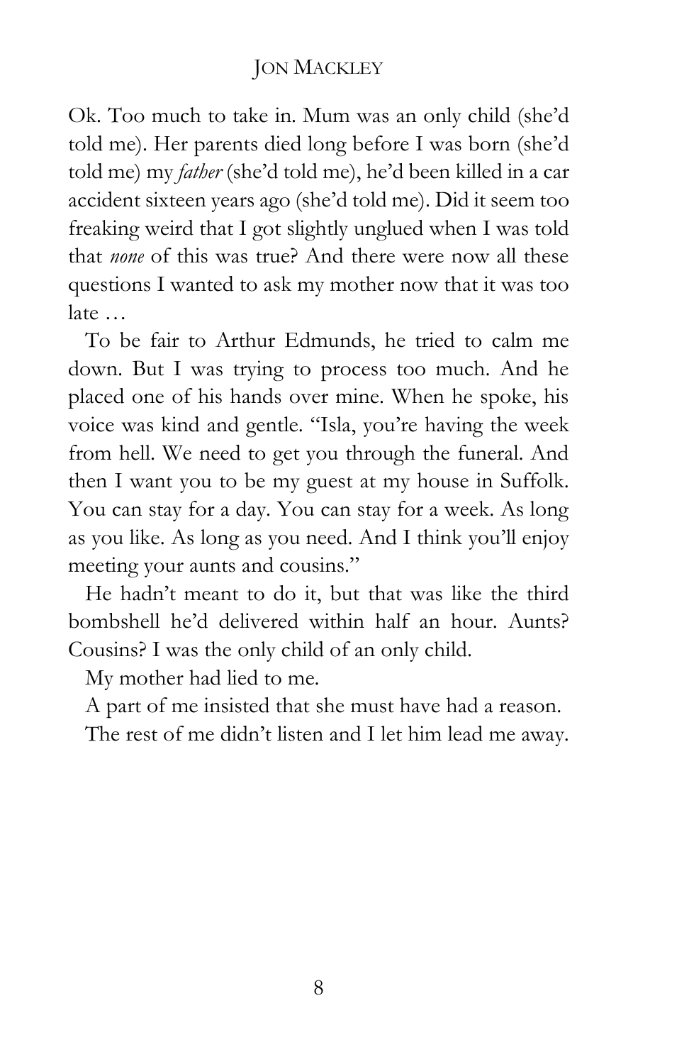Ok. Too much to take in. Mum was an only child (she'd told me). Her parents died long before I was born (she'd told me) my *father* (she'd told me), he'd been killed in a car accident sixteen years ago (she'd told me). Did it seem too freaking weird that I got slightly unglued when I was told that *none* of this was true? And there were now all these questions I wanted to ask my mother now that it was too late …

To be fair to Arthur Edmunds, he tried to calm me down. But I was trying to process too much. And he placed one of his hands over mine. When he spoke, his voice was kind and gentle. "Isla, you're having the week from hell. We need to get you through the funeral. And then I want you to be my guest at my house in Suffolk. You can stay for a day. You can stay for a week. As long as you like. As long as you need. And I think you'll enjoy meeting your aunts and cousins."

He hadn't meant to do it, but that was like the third bombshell he'd delivered within half an hour. Aunts? Cousins? I was the only child of an only child.

My mother had lied to me.

A part of me insisted that she must have had a reason.

The rest of me didn't listen and I let him lead me away.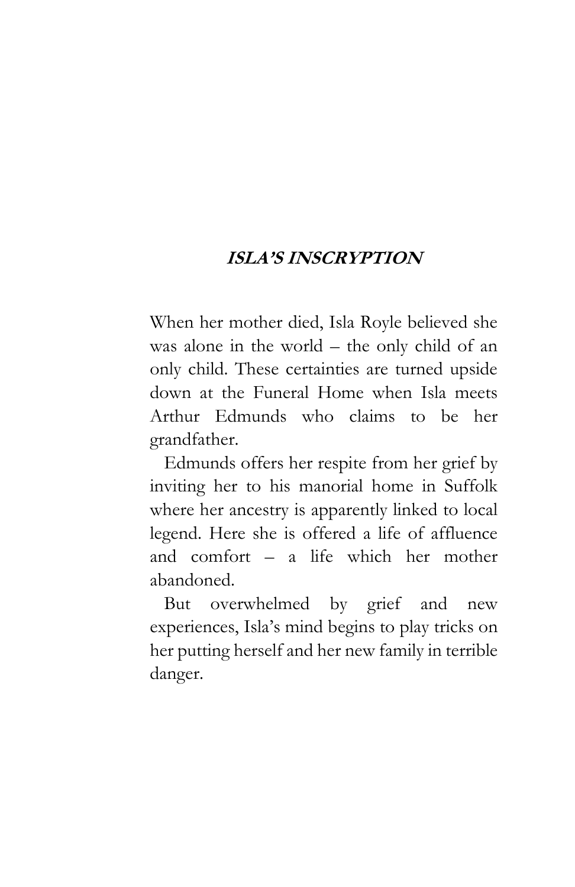## ***ISLA'S INSCRYPTION***

When her mother died, Isla Royle believed she was alone in the world – the only child of an only child. These certainties are turned upside down at the Funeral Home when Isla meets Arthur Edmunds who claims to be her grandfather.

Edmunds offers her respite from her grief by inviting her to his manorial home in Suffolk where her ancestry is apparently linked to local legend. Here she is offered a life of affluence and comfort – a life which her mother abandoned.

But overwhelmed by grief and new experiences, Isla's mind begins to play tricks on her putting herself and her new family in terrible danger.